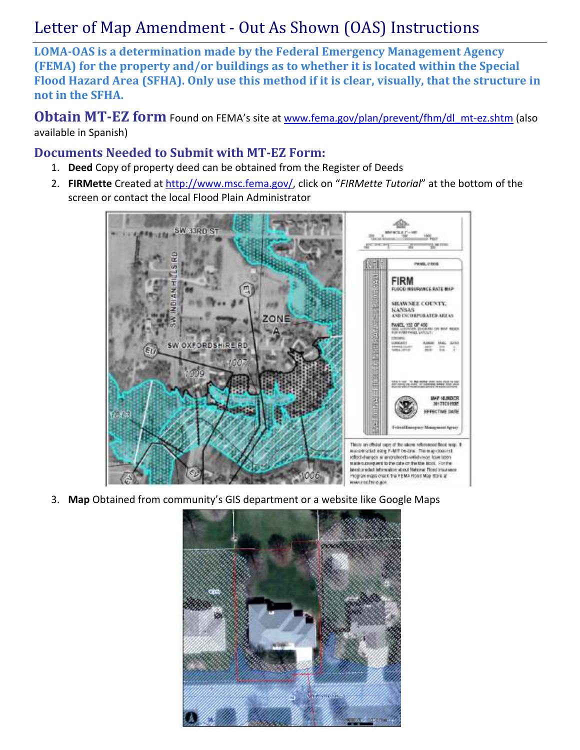# Letter of Map Amendment - Out As Shown (OAS) Instructions

**LOMA-OAS is a determination made by the Federal Emergency Management Agency (FEMA) for the property and/or buildings as to whether it is located within the Special Flood Hazard Area (SFHA). Only use this method if it is clear, visually, that the structure in not in the SFHA.**

## Obtain MT-EZ form

Found on FEMA's site at www.fema.gov/plan/prevent/fhm/dl_mt-ez.shtm (also available in Spanish)

## Documents Needed to Submit with MT-EZ Form:

1. **Deed** Copy of property deed can be obtained from the Register of Deeds
2. **FIRMette** Created at http://www.msc.fema.gov/, click on "*FIRMette Tutorial*" at the bottom of the screen or contact the local Flood Plain Administrator
3. **Map** Obtained from community's GIS department or a website like Google Maps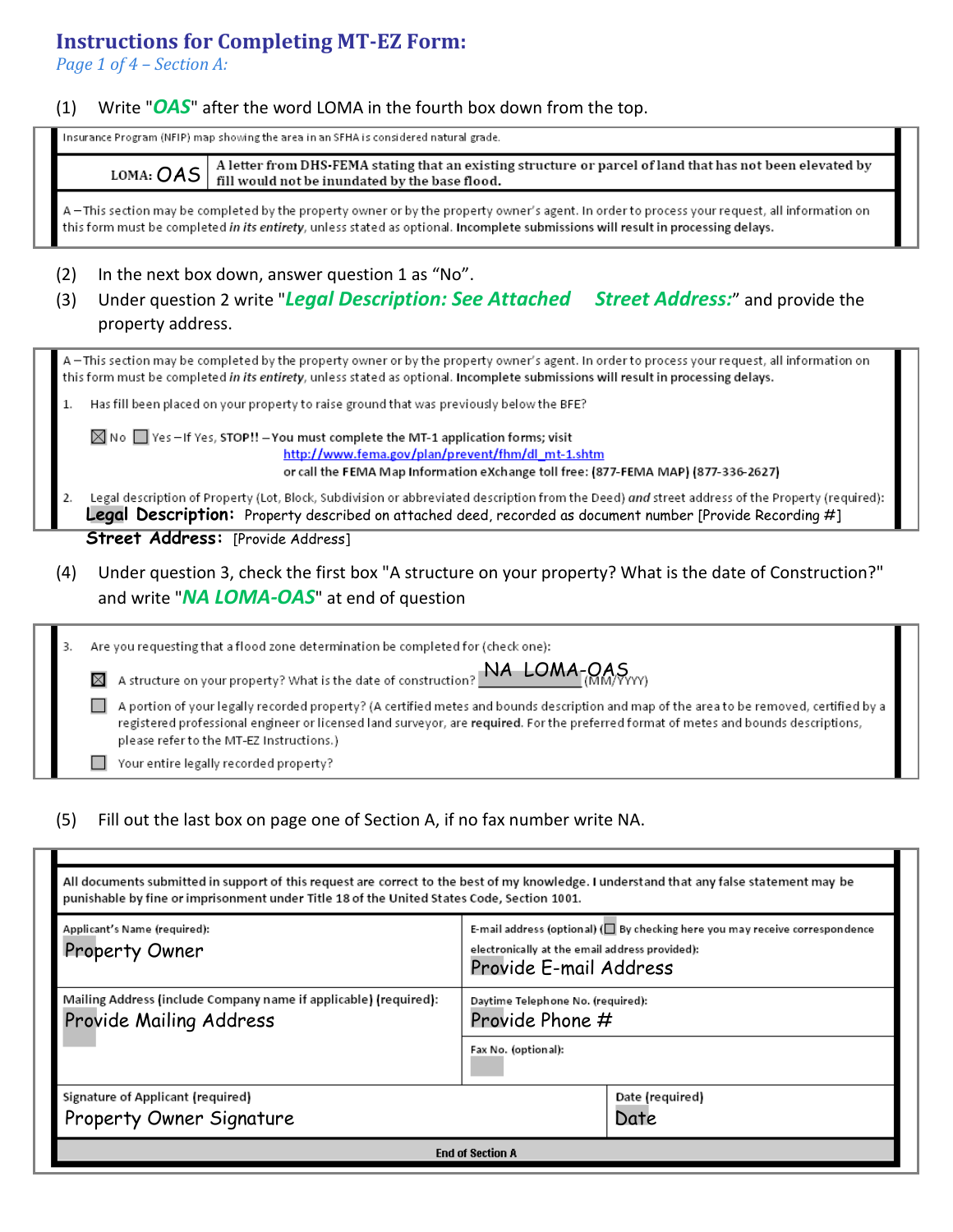## Instructions for Completing MT-EZ Form:

*Page 1 of 4 – Section A:*

(1) Write "***OAS***" after the word LOMA in the fourth box down from the top.

Insurance Program (NFIP) map showing the area in an SFHA is considered natural grade.

| LOMA: OAS | A letter from DHS-FEMA stating that an existing structure or parcel of land that has not been elevated by fill would not be inundated by the base flood. |
|---|---|

A – This section may be completed by the property owner or by the property owner's agent. In order to process your request, all information on this form must be completed *in its entirety*, unless stated as optional. **Incomplete submissions will result in processing delays.**

(2) In the next box down, answer question 1 as "No".

(3) Under question 2 write "***Legal Description: See Attached   Street Address:***" and provide the property address.

A – This section may be completed by the property owner or by the property owner's agent. In order to process your request, all information on this form must be completed *in its entirety*, unless stated as optional. **Incomplete submissions will result in processing delays.**

1. Has fill been placed on your property to raise ground that was previously below the BFE?

   ☒ No ☐ Yes – If Yes, **STOP!! – You must complete the MT-1 application forms; visit** http://www.fema.gov/plan/prevent/fhm/dl_mt-1.shtm **or call the FEMA Map Information eXchange toll free: (877-FEMA MAP) (877-336-2627)**

2. Legal description of Property (Lot, Block, Subdivision or abbreviated description from the Deed) *and* street address of the Property (required):
   **Legal Description:** Property described on attached deed, recorded as document number [Provide Recording #]
   **Street Address:** [Provide Address]

(4) Under question 3, check the first box "A structure on your property? What is the date of Construction?" and write "***NA LOMA-OAS***" at end of question

3. Are you requesting that a flood zone determination be completed for (check one):

   ☒ A structure on your property? What is the date of construction? NA LOMA-OAS (MM/YYYY)

   ☐ A portion of your legally recorded property? (A certified metes and bounds description and map of the area to be removed, certified by a registered professional engineer or licensed land surveyor, are **required**. For the preferred format of metes and bounds descriptions, please refer to the MT-EZ Instructions.)

   ☐ Your entire legally recorded property?

(5) Fill out the last box on page one of Section A, if no fax number write NA.

All documents submitted in support of this request are correct to the best of my knowledge. **I understand that any false statement may be punishable by fine or imprisonment under Title 18 of the United States Code, Section 1001.**

| Applicant's Name (required): Property Owner | E-mail address (optional) (☐ By checking here you may receive correspondence electronically at the email address provided): Provide E-mail Address |
|---|---|
| Mailing Address (include Company name if applicable) (required): Provide Mailing Address | Daytime Telephone No. (required): Provide Phone # |
| | Fax No. (optional): |
| Signature of Applicant (required) Property Owner Signature | Date (required) Date |

**End of Section A**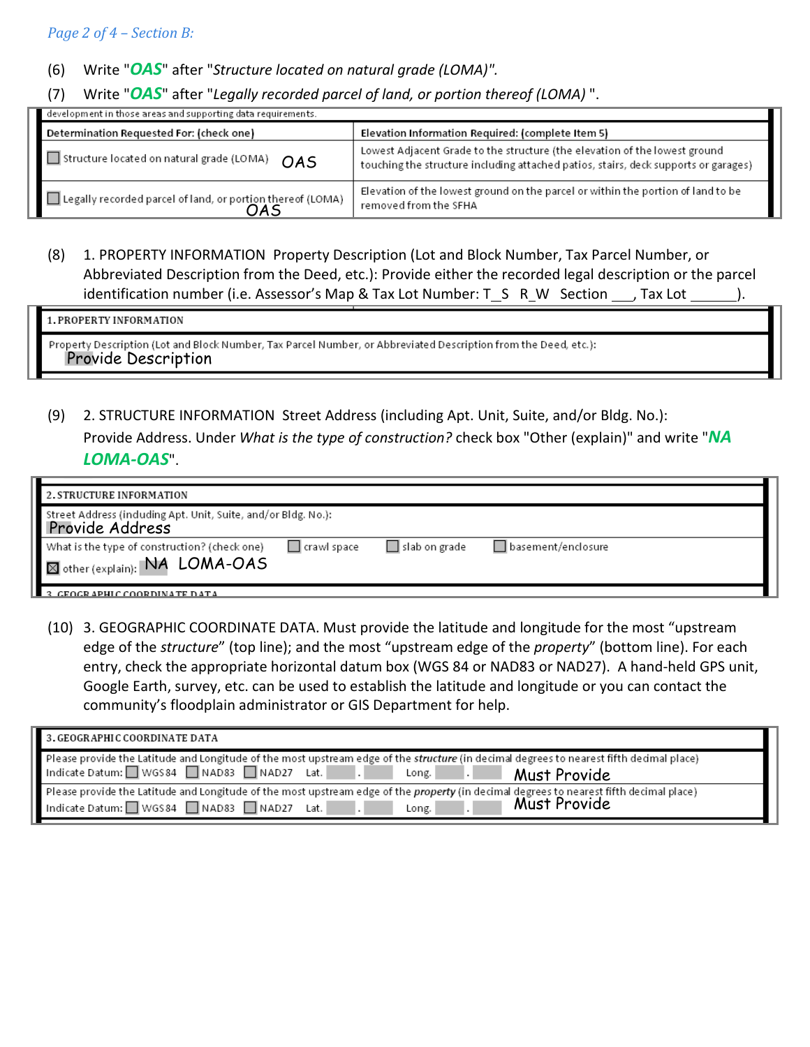*Page 2 of 4 – Section B:*

(6) Write "***OAS***" after "*Structure located on natural grade (LOMA)".*

(7) Write "***OAS***" after "*Legally recorded parcel of land, or portion thereof (LOMA)* ".

development in those areas and supporting data requirements.

| Determination Requested For: (check one) | Elevation Information Required: (complete Item 5) |
|---|---|
| ☐ Structure located on natural grade (LOMA) OAS | Lowest Adjacent Grade to the structure (the elevation of the lowest ground touching the structure including attached patios, stairs, deck supports or garages) |
| ☐ Legally recorded parcel of land, or portion thereof (LOMA) OAS | Elevation of the lowest ground on the parcel or within the portion of land to be removed from the SFHA |

(8) 1. PROPERTY INFORMATION Property Description (Lot and Block Number, Tax Parcel Number, or Abbreviated Description from the Deed, etc.): Provide either the recorded legal description or the parcel identification number (i.e. Assessor's Map & Tax Lot Number: T_S R_W Section ___, Tax Lot ______).

| 1. PROPERTY INFORMATION |
|---|
| Property Description (Lot and Block Number, Tax Parcel Number, or Abbreviated Description from the Deed, etc.): Provide Description |

(9) 2. STRUCTURE INFORMATION Street Address (including Apt. Unit, Suite, and/or Bldg. No.): Provide Address. Under *What is the type of construction?* check box "Other (explain)" and write "***NA LOMA-OAS***".

| 2. STRUCTURE INFORMATION | | | |
|---|---|---|---|
| Street Address (including Apt. Unit, Suite, and/or Bldg. No.): Provide Address | | | |
| What is the type of construction? (check one) | ☐ crawl space | ☐ slab on grade | ☐ basement/enclosure |
| ☒ other (explain): NA LOMA-OAS | | | |

(10) 3. GEOGRAPHIC COORDINATE DATA. Must provide the latitude and longitude for the most "upstream edge of the *structure*" (top line); and the most "upstream edge of the *property*" (bottom line). For each entry, check the appropriate horizontal datum box (WGS 84 or NAD83 or NAD27). A hand-held GPS unit, Google Earth, survey, etc. can be used to establish the latitude and longitude or you can contact the community's floodplain administrator or GIS Department for help.

| 3. GEOGRAPHIC COORDINATE DATA |
|---|
| Please provide the Latitude and Longitude of the most upstream edge of the ***structure*** (in decimal degrees to nearest fifth decimal place) Indicate Datum: ☐ WGS84 ☐ NAD83 ☐ NAD27 Lat. ___ . ___ Long. ___ . ___ Must Provide |
| Please provide the Latitude and Longitude of the most upstream edge of the ***property*** (in decimal degrees to nearest fifth decimal place) Indicate Datum: ☐ WGS84 ☐ NAD83 ☐ NAD27 Lat. ___ . ___ Long. ___ . ___ Must Provide |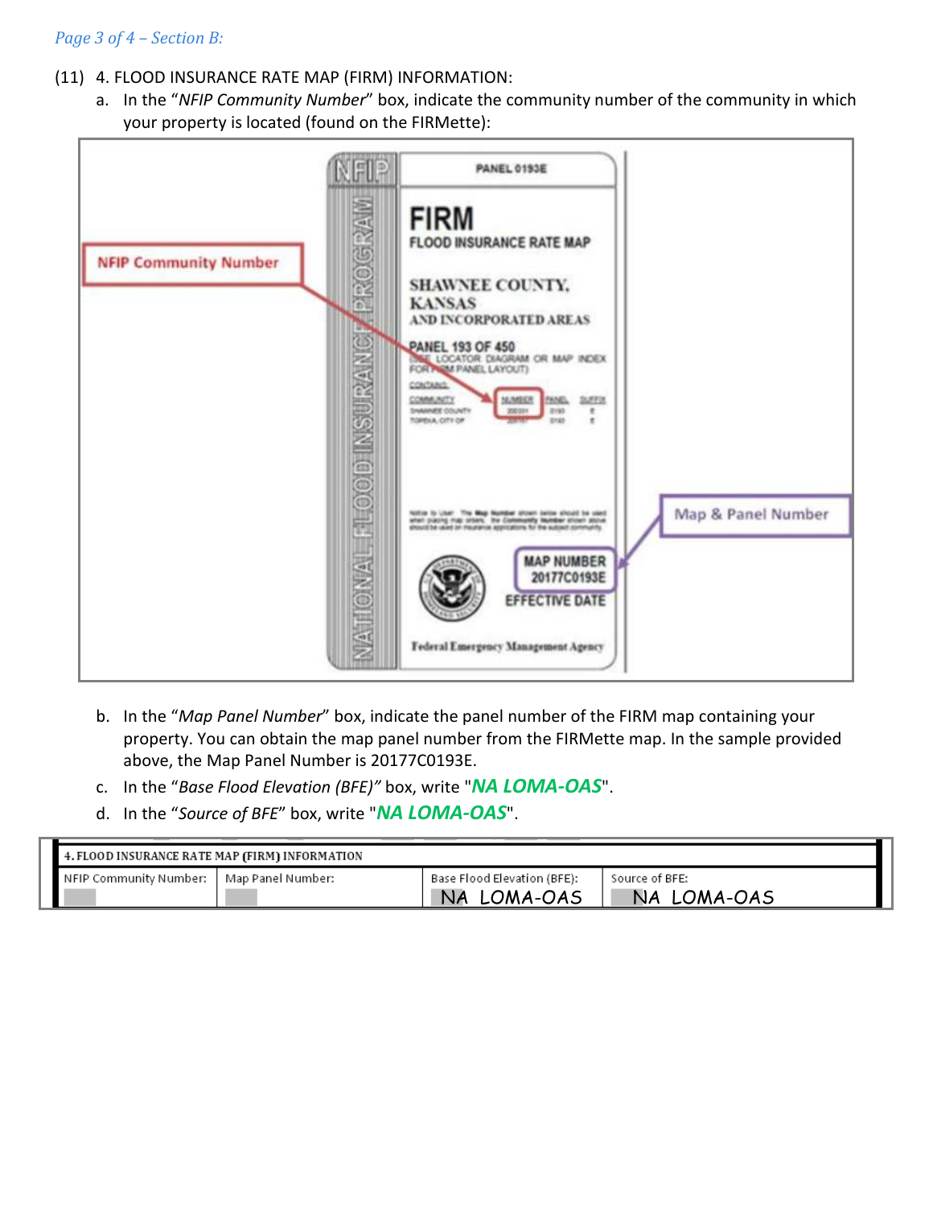*Page 3 of 4 – Section B:*

(11) 4. FLOOD INSURANCE RATE MAP (FIRM) INFORMATION:

a. In the "*NFIP Community Number*" box, indicate the community number of the community in which your property is located (found on the FIRMette):

b. In the "*Map Panel Number*" box, indicate the panel number of the FIRM map containing your property. You can obtain the map panel number from the FIRMette map. In the sample provided above, the Map Panel Number is 20177C0193E.

c. In the "*Base Flood Elevation (BFE)*" box, write "***NA LOMA-OAS***".

d. In the "*Source of BFE*" box, write "***NA LOMA-OAS***".

| 4. FLOOD INSURANCE RATE MAP (FIRM) INFORMATION | | | |
|---|---|---|---|
| NFIP Community Number: | Map Panel Number: | Base Flood Elevation (BFE): NA LOMA-OAS | Source of BFE: NA LOMA-OAS |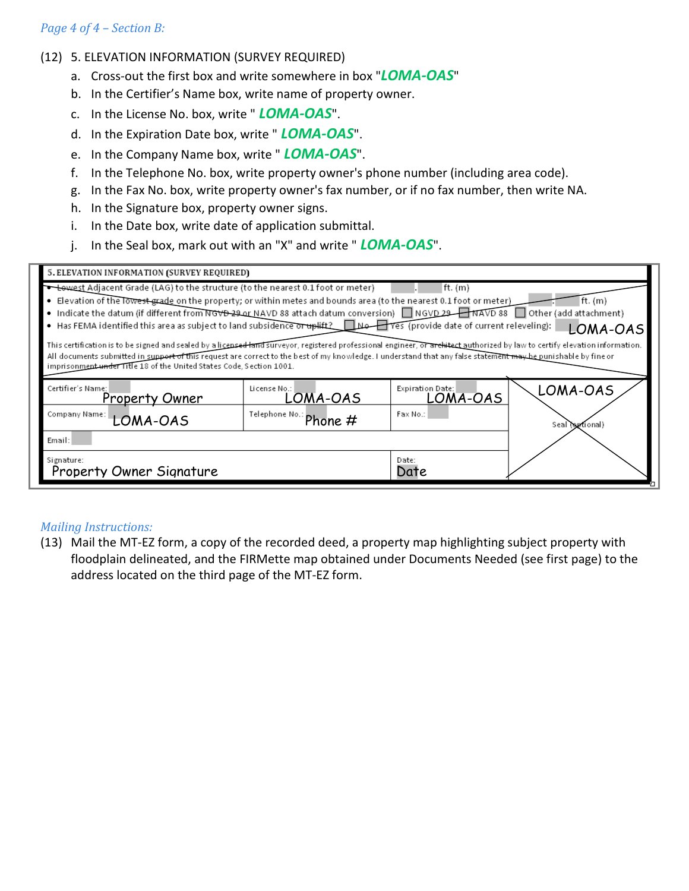*Page 4 of 4 – Section B:*

(12) 5. ELEVATION INFORMATION (SURVEY REQUIRED)

a. Cross-out the first box and write somewhere in box "***LOMA-OAS***"
b. In the Certifier's Name box, write name of property owner.
c. In the License No. box, write " ***LOMA-OAS***".
d. In the Expiration Date box, write " ***LOMA-OAS***".
e. In the Company Name box, write " ***LOMA-OAS***".
f. In the Telephone No. box, write property owner's phone number (including area code).
g. In the Fax No. box, write property owner's fax number, or if no fax number, then write NA.
h. In the Signature box, property owner signs.
i. In the Date box, write date of application submittal.
j. In the Seal box, mark out with an "X" and write " ***LOMA-OAS***".

**5. ELEVATION INFORMATION (SURVEY REQUIRED)**

- Lowest Adjacent Grade (LAG) to the structure (to the nearest 0.1 foot or meter) ___ . ___ ft. (m)
- Elevation of the lowest grade on the property; or within metes and bounds area (to the nearest 0.1 foot or meter) ___ . ___ ft. (m)
- Indicate the datum (if different from NGVD 29 or NAVD 88 attach datum conversion) ☐ NGVD 29 ☐ NAVD 88 ☐ Other (add attachment)
- Has FEMA identified this area as subject to land subsidence or uplift? ☐ No ☐ Yes (provide date of current releveling): ___ LOMA-OAS

This certification is to be signed and sealed by a licensed land surveyor, registered professional engineer, or architect authorized by law to certify elevation information. All documents submitted in support of this request are correct to the best of my knowledge. I understand that any false statement may be punishable by fine or imprisonment under Title 18 of the United States Code, Section 1001.

| | | | |
|---|---|---|---|
| Certifier's Name: Property Owner | License No.: LOMA-OAS | Expiration Date: LOMA-OAS | LOMA-OAS Seal (optional) |
| Company Name: LOMA-OAS | Telephone No.: Phone # | Fax No.: | |
| Email: | | | |
| Signature: Property Owner Signature | | Date: Date | |

*Mailing Instructions:*

(13) Mail the MT-EZ form, a copy of the recorded deed, a property map highlighting subject property with floodplain delineated, and the FIRMette map obtained under Documents Needed (see first page) to the address located on the third page of the MT-EZ form.